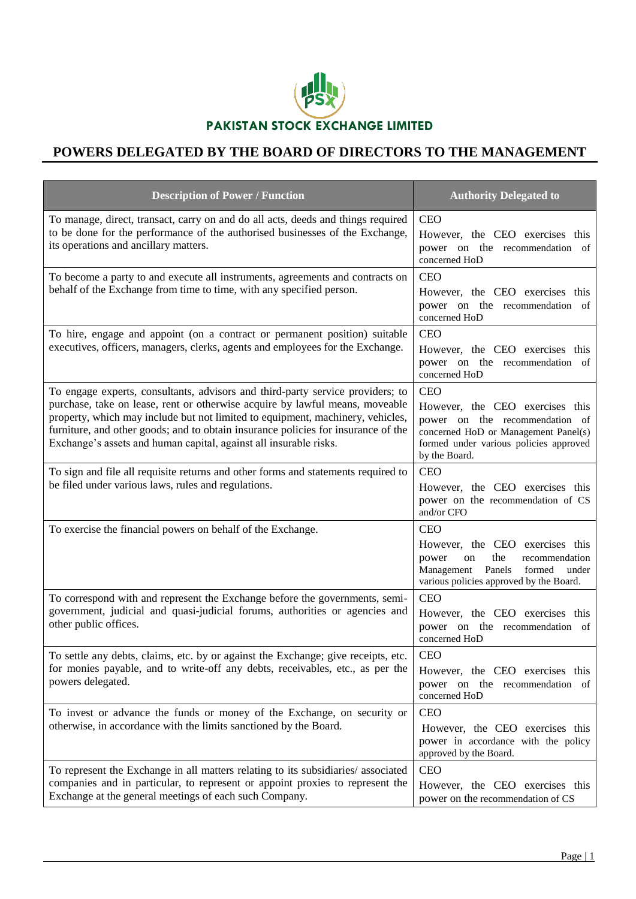**PAKISTAN STOCK EXCHANGE LIMITED**

# POWERS DELEGATED BY THE BOARD OF DIRECTORS TO THE MANAGEMENT

| Description of Power / Function | Authority Delegated to |
|---|---|
| To manage, direct, transact, carry on and do all acts, deeds and things required to be done for the performance of the authorised businesses of the Exchange, its operations and ancillary matters. | CEO<br>However, the CEO exercises this power on the recommendation of concerned HoD |
| To become a party to and execute all instruments, agreements and contracts on behalf of the Exchange from time to time, with any specified person. | CEO<br>However, the CEO exercises this power on the recommendation of concerned HoD |
| To hire, engage and appoint (on a contract or permanent position) suitable executives, officers, managers, clerks, agents and employees for the Exchange. | CEO<br>However, the CEO exercises this power on the recommendation of concerned HoD |
| To engage experts, consultants, advisors and third-party service providers; to purchase, take on lease, rent or otherwise acquire by lawful means, moveable property, which may include but not limited to equipment, machinery, vehicles, furniture, and other goods; and to obtain insurance policies for insurance of the Exchange's assets and human capital, against all insurable risks. | CEO<br>However, the CEO exercises this power on the recommendation of concerned HoD or Management Panel(s) formed under various policies approved by the Board. |
| To sign and file all requisite returns and other forms and statements required to be filed under various laws, rules and regulations. | CEO<br>However, the CEO exercises this power on the recommendation of CS and/or CFO |
| To exercise the financial powers on behalf of the Exchange. | CEO<br>However, the CEO exercises this power on the recommendation Management Panels formed under various policies approved by the Board. |
| To correspond with and represent the Exchange before the governments, semi-government, judicial and quasi-judicial forums, authorities or agencies and other public offices. | CEO<br>However, the CEO exercises this power on the recommendation of concerned HoD |
| To settle any debts, claims, etc. by or against the Exchange; give receipts, etc. for monies payable, and to write-off any debts, receivables, etc., as per the powers delegated. | CEO<br>However, the CEO exercises this power on the recommendation of concerned HoD |
| To invest or advance the funds or money of the Exchange, on security or otherwise, in accordance with the limits sanctioned by the Board. | CEO<br>However, the CEO exercises this power in accordance with the policy approved by the Board. |
| To represent the Exchange in all matters relating to its subsidiaries/ associated companies and in particular, to represent or appoint proxies to represent the Exchange at the general meetings of each such Company. | CEO<br>However, the CEO exercises this power on the recommendation of CS |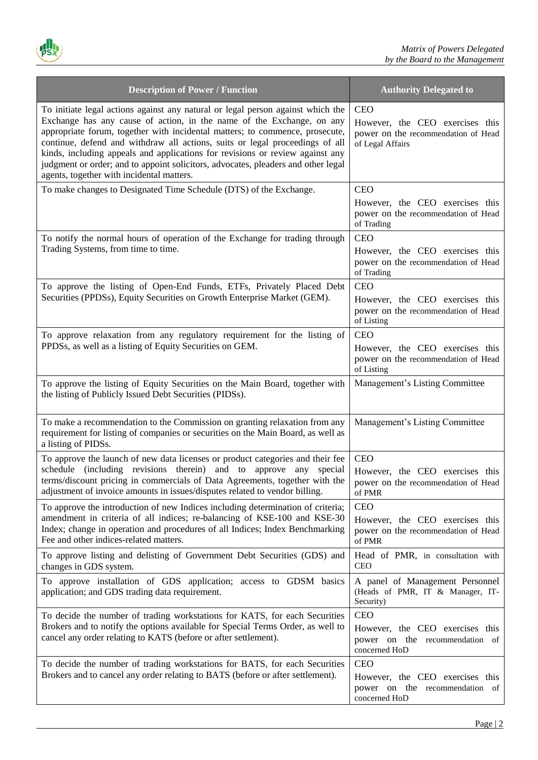| Description of Power / Function | Authority Delegated to |
|---|---|
| To initiate legal actions against any natural or legal person against which the Exchange has any cause of action, in the name of the Exchange, on any appropriate forum, together with incidental matters; to commence, prosecute, continue, defend and withdraw all actions, suits or legal proceedings of all kinds, including appeals and applications for revisions or review against any judgment or order; and to appoint solicitors, advocates, pleaders and other legal agents, together with incidental matters. | CEO<br>However, the CEO exercises this power on the recommendation of Head of Legal Affairs |
| To make changes to Designated Time Schedule (DTS) of the Exchange. | CEO<br>However, the CEO exercises this power on the recommendation of Head of Trading |
| To notify the normal hours of operation of the Exchange for trading through Trading Systems, from time to time. | CEO<br>However, the CEO exercises this power on the recommendation of Head of Trading |
| To approve the listing of Open-End Funds, ETFs, Privately Placed Debt Securities (PPDSs), Equity Securities on Growth Enterprise Market (GEM). | CEO<br>However, the CEO exercises this power on the recommendation of Head of Listing |
| To approve relaxation from any regulatory requirement for the listing of PPDSs, as well as a listing of Equity Securities on GEM. | CEO<br>However, the CEO exercises this power on the recommendation of Head of Listing |
| To approve the listing of Equity Securities on the Main Board, together with the listing of Publicly Issued Debt Securities (PIDSs). | Management's Listing Committee |
| To make a recommendation to the Commission on granting relaxation from any requirement for listing of companies or securities on the Main Board, as well as a listing of PIDSs. | Management's Listing Committee |
| To approve the launch of new data licenses or product categories and their fee schedule (including revisions therein) and to approve any special terms/discount pricing in commercials of Data Agreements, together with the adjustment of invoice amounts in issues/disputes related to vendor billing. | CEO<br>However, the CEO exercises this power on the recommendation of Head of PMR |
| To approve the introduction of new Indices including determination of criteria; amendment in criteria of all indices; re-balancing of KSE-100 and KSE-30 Index; change in operation and procedures of all Indices; Index Benchmarking Fee and other indices-related matters. | CEO<br>However, the CEO exercises this power on the recommendation of Head of PMR |
| To approve listing and delisting of Government Debt Securities (GDS) and changes in GDS system. | Head of PMR, in consultation with CEO |
| To approve installation of GDS application; access to GDSM basics application; and GDS trading data requirement. | A panel of Management Personnel (Heads of PMR, IT & Manager, IT-Security) |
| To decide the number of trading workstations for KATS, for each Securities Brokers and to notify the options available for Special Terms Order, as well to cancel any order relating to KATS (before or after settlement). | CEO<br>However, the CEO exercises this power on the recommendation of concerned HoD |
| To decide the number of trading workstations for BATS, for each Securities Brokers and to cancel any order relating to BATS (before or after settlement). | CEO<br>However, the CEO exercises this power on the recommendation of concerned HoD |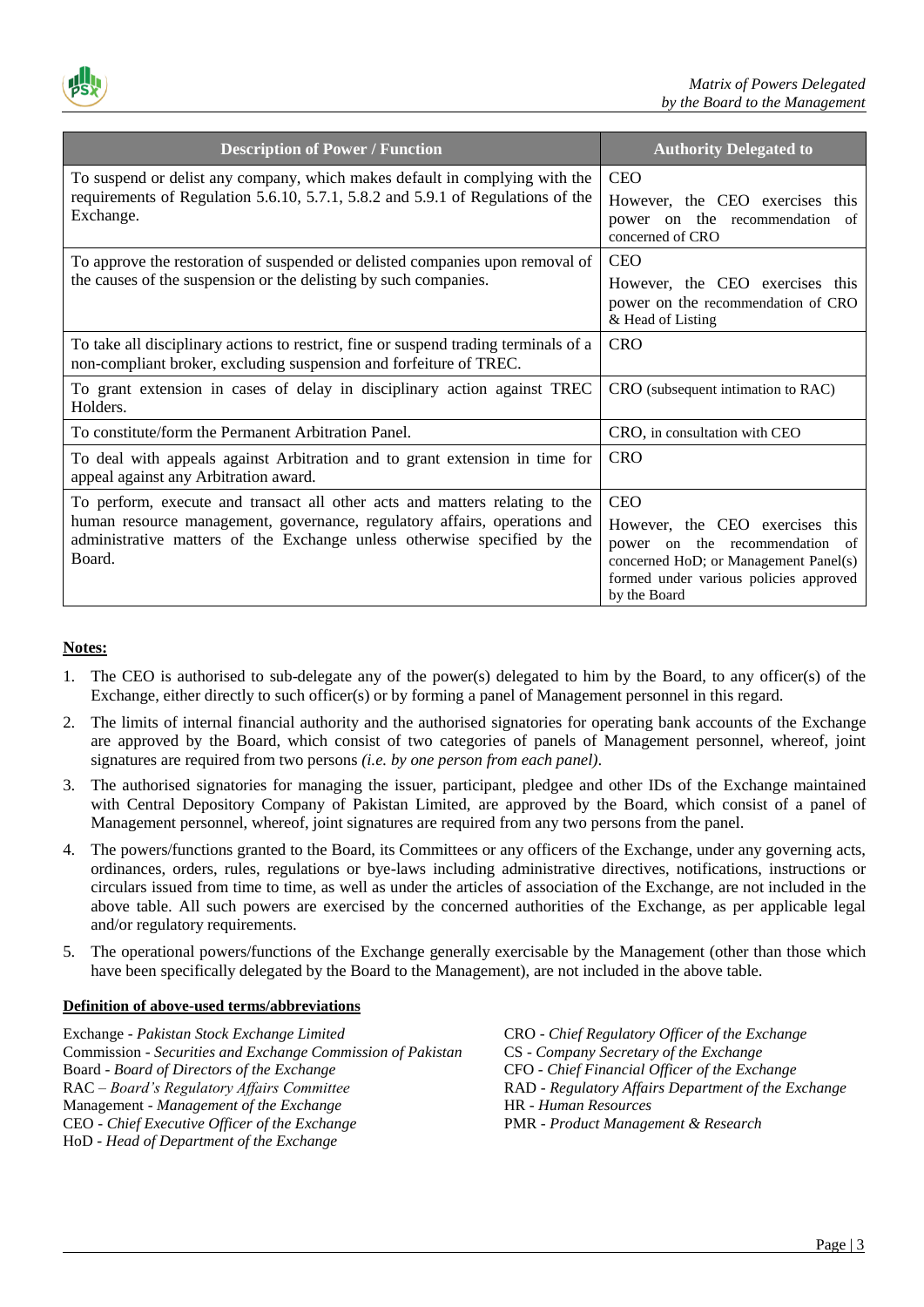| Description of Power / Function | Authority Delegated to |
|---|---|
| To suspend or delist any company, which makes default in complying with the requirements of Regulation 5.6.10, 5.7.1, 5.8.2 and 5.9.1 of Regulations of the Exchange. | CEO<br>However, the CEO exercises this power on the recommendation of concerned of CRO |
| To approve the restoration of suspended or delisted companies upon removal of the causes of the suspension or the delisting by such companies. | CEO<br>However, the CEO exercises this power on the recommendation of CRO & Head of Listing |
| To take all disciplinary actions to restrict, fine or suspend trading terminals of a non-compliant broker, excluding suspension and forfeiture of TREC. | CRO |
| To grant extension in cases of delay in disciplinary action against TREC Holders. | CRO (subsequent intimation to RAC) |
| To constitute/form the Permanent Arbitration Panel. | CRO, in consultation with CEO |
| To deal with appeals against Arbitration and to grant extension in time for appeal against any Arbitration award. | CRO |
| To perform, execute and transact all other acts and matters relating to the human resource management, governance, regulatory affairs, operations and administrative matters of the Exchange unless otherwise specified by the Board. | CEO<br>However, the CEO exercises this power on the recommendation of concerned HoD; or Management Panel(s) formed under various policies approved by the Board |

**Notes:**

1. The CEO is authorised to sub-delegate any of the power(s) delegated to him by the Board, to any officer(s) of the Exchange, either directly to such officer(s) or by forming a panel of Management personnel in this regard.
2. The limits of internal financial authority and the authorised signatories for operating bank accounts of the Exchange are approved by the Board, which consist of two categories of panels of Management personnel, whereof, joint signatures are required from two persons *(i.e. by one person from each panel)*.
3. The authorised signatories for managing the issuer, participant, pledgee and other IDs of the Exchange maintained with Central Depository Company of Pakistan Limited, are approved by the Board, which consist of a panel of Management personnel, whereof, joint signatures are required from any two persons from the panel.
4. The powers/functions granted to the Board, its Committees or any officers of the Exchange, under any governing acts, ordinances, orders, rules, regulations or bye-laws including administrative directives, notifications, instructions or circulars issued from time to time, as well as under the articles of association of the Exchange, are not included in the above table. All such powers are exercised by the concerned authorities of the Exchange, as per applicable legal and/or regulatory requirements.
5. The operational powers/functions of the Exchange generally exercisable by the Management (other than those which have been specifically delegated by the Board to the Management), are not included in the above table.

**Definition of above-used terms/abbreviations**

Exchange - *Pakistan Stock Exchange Limited*
Commission - *Securities and Exchange Commission of Pakistan*
Board - *Board of Directors of the Exchange*
RAC – *Board's Regulatory Affairs Committee*
Management - *Management of the Exchange*
CEO - *Chief Executive Officer of the Exchange*
HoD - *Head of Department of the Exchange*
CRO - *Chief Regulatory Officer of the Exchange*
CS - *Company Secretary of the Exchange*
CFO - *Chief Financial Officer of the Exchange*
RAD - *Regulatory Affairs Department of the Exchange*
HR - *Human Resources*
PMR - *Product Management & Research*